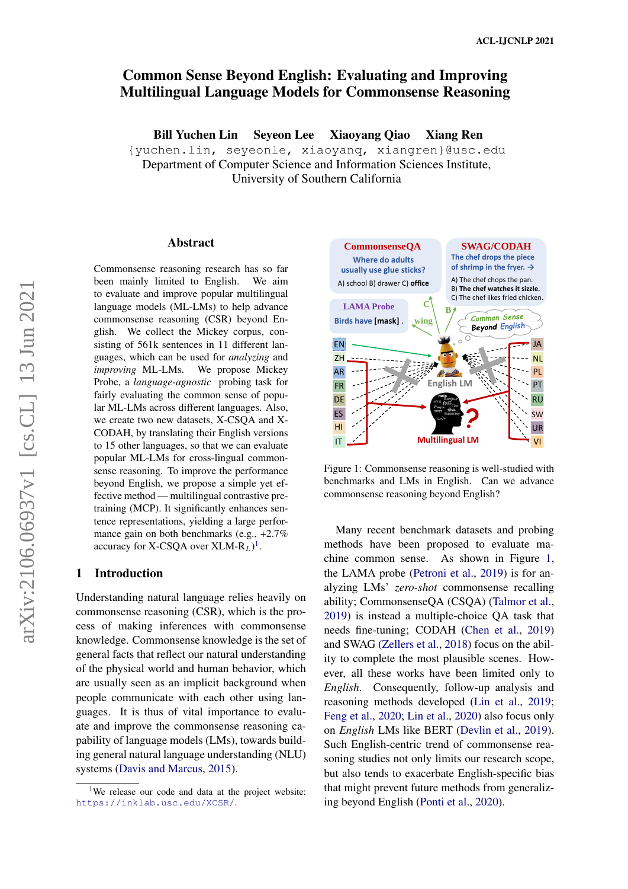# Common Sense Beyond English: Evaluating and Improving Multilingual Language Models for Commonsense Reasoning

**Bill Yuchen Lin  Seyeon Lee  Xiaoyang Qiao  Xiang Ren**

{yuchen.lin, seyeonle, xiaoyanq, xiangren}@usc.edu

Department of Computer Science and Information Sciences Institute, University of Southern California

## Abstract

Commonsense reasoning research has so far been mainly limited to English. We aim to evaluate and improve popular multilingual language models (ML-LMs) to help advance commonsense reasoning (CSR) beyond English. We collect the Mickey corpus, consisting of 561k sentences in 11 different languages, which can be used for *analyzing* and *improving* ML-LMs. We propose Mickey Probe, a *language-agnostic* probing task for fairly evaluating the common sense of popular ML-LMs across different languages. Also, we create two new datasets, X-CSQA and X-CODAH, by translating their English versions to 15 other languages, so that we can evaluate popular ML-LMs for cross-lingual commonsense reasoning. To improve the performance beyond English, we propose a simple yet effective method — multilingual contrastive pretraining (MCP). It significantly enhances sentence representations, yielding a large performance gain on both benchmarks (e.g., +2.7% accuracy for X-CSQA over XLM-$R_L$)[1].

## 1 Introduction

Understanding natural language relies heavily on commonsense reasoning (CSR), which is the process of making inferences with commonsense knowledge. Commonsense knowledge is the set of general facts that reflect our natural understanding of the physical world and human behavior, which are usually seen as an implicit background when people communicate with each other using languages. It is thus of vital importance to evaluate and improve the commonsense reasoning capability of language models (LMs), towards building general natural language understanding (NLU) systems (Davis and Marcus, 2015).

Figure 1: Commonsense reasoning is well-studied with benchmarks and LMs in English. Can we advance commonsense reasoning beyond English?

Many recent benchmark datasets and probing methods have been proposed to evaluate machine common sense. As shown in Figure 1, the LAMA probe (Petroni et al., 2019) is for analyzing LMs' *zero-shot* commonsense recalling ability; CommonsenseQA (CSQA) (Talmor et al., 2019) is instead a multiple-choice QA task that needs fine-tuning; CODAH (Chen et al., 2019) and SWAG (Zellers et al., 2018) focus on the ability to complete the most plausible scenes. However, all these works have been limited only to *English*. Consequently, follow-up analysis and reasoning methods developed (Lin et al., 2019; Feng et al., 2020; Lin et al., 2020) also focus only on *English* LMs like BERT (Devlin et al., 2019). Such English-centric trend of commonsense reasoning studies not only limits our research scope, but also tends to exacerbate English-specific bias that might prevent future methods from generalizing beyond English (Ponti et al., 2020).

[1] We release our code and data at the project website: https://inklab.usc.edu/XCSR/.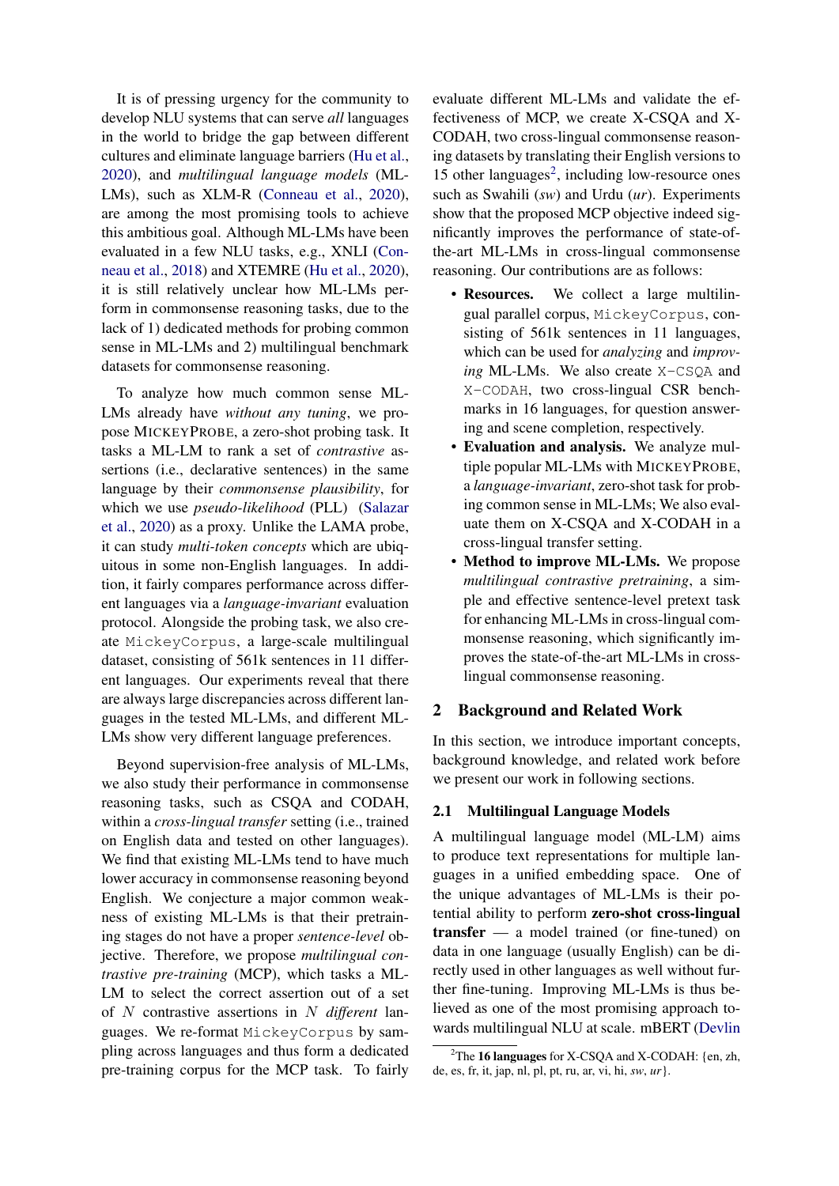It is of pressing urgency for the community to develop NLU systems that can serve *all* languages in the world to bridge the gap between different cultures and eliminate language barriers (Hu et al., 2020), and *multilingual language models* (ML-LMs), such as XLM-R (Conneau et al., 2020), are among the most promising tools to achieve this ambitious goal. Although ML-LMs have been evaluated in a few NLU tasks, e.g., XNLI (Conneau et al., 2018) and XTEMRE (Hu et al., 2020), it is still relatively unclear how ML-LMs perform in commonsense reasoning tasks, due to the lack of 1) dedicated methods for probing common sense in ML-LMs and 2) multilingual benchmark datasets for commonsense reasoning.

To analyze how much common sense ML-LMs already have *without any tuning*, we propose MICKEYPROBE, a zero-shot probing task. It tasks a ML-LM to rank a set of *contrastive* assertions (i.e., declarative sentences) in the same language by their *commonsense plausibility*, for which we use *pseudo-likelihood* (PLL) (Salazar et al., 2020) as a proxy. Unlike the LAMA probe, it can study *multi-token concepts* which are ubiquitous in some non-English languages. In addition, it fairly compares performance across different languages via a *language-invariant* evaluation protocol. Alongside the probing task, we also create `MickeyCorpus`, a large-scale multilingual dataset, consisting of 561k sentences in 11 different languages. Our experiments reveal that there are always large discrepancies across different languages in the tested ML-LMs, and different ML-LMs show very different language preferences.

Beyond supervision-free analysis of ML-LMs, we also study their performance in commonsense reasoning tasks, such as CSQA and CODAH, within a *cross-lingual transfer* setting (i.e., trained on English data and tested on other languages). We find that existing ML-LMs tend to have much lower accuracy in commonsense reasoning beyond English. We conjecture a major common weakness of existing ML-LMs is that their pretraining stages do not have a proper *sentence-level* objective. Therefore, we propose *multilingual contrastive pre-training* (MCP), which tasks a ML-LM to select the correct assertion out of a set of $N$ contrastive assertions in $N$ *different* languages. We re-format `MickeyCorpus` by sampling across languages and thus form a dedicated pre-training corpus for the MCP task. To fairly evaluate different ML-LMs and validate the effectiveness of MCP, we create X-CSQA and X-CODAH, two cross-lingual commonsense reasoning datasets by translating their English versions to 15 other languages[2], including low-resource ones such as Swahili (*sw*) and Urdu (*ur*). Experiments show that the proposed MCP objective indeed significantly improves the performance of state-of-the-art ML-LMs in cross-lingual commonsense reasoning. Our contributions are as follows:

- **Resources.** We collect a large multilingual parallel corpus, `MickeyCorpus`, consisting of 561k sentences in 11 languages, which can be used for *analyzing* and *improving* ML-LMs. We also create `X-CSQA` and `X-CODAH`, two cross-lingual CSR benchmarks in 16 languages, for question answering and scene completion, respectively.
- **Evaluation and analysis.** We analyze multiple popular ML-LMs with MICKEYPROBE, a *language-invariant*, zero-shot task for probing common sense in ML-LMs; We also evaluate them on X-CSQA and X-CODAH in a cross-lingual transfer setting.
- **Method to improve ML-LMs.** We propose *multilingual contrastive pretraining*, a simple and effective sentence-level pretext task for enhancing ML-LMs in cross-lingual commonsense reasoning, which significantly improves the state-of-the-art ML-LMs in cross-lingual commonsense reasoning.

## 2 Background and Related Work

In this section, we introduce important concepts, background knowledge, and related work before we present our work in following sections.

### 2.1 Multilingual Language Models

A multilingual language model (ML-LM) aims to produce text representations for multiple languages in a unified embedding space. One of the unique advantages of ML-LMs is their potential ability to perform **zero-shot cross-lingual transfer** — a model trained (or fine-tuned) on data in one language (usually English) can be directly used in other languages as well without further fine-tuning. Improving ML-LMs is thus believed as one of the most promising approach towards multilingual NLU at scale. mBERT (Devlin

[2]The **16 languages** for X-CSQA and X-CODAH: {en, zh, de, es, fr, it, jap, nl, pl, pt, ru, ar, vi, hi, *sw*, *ur*}.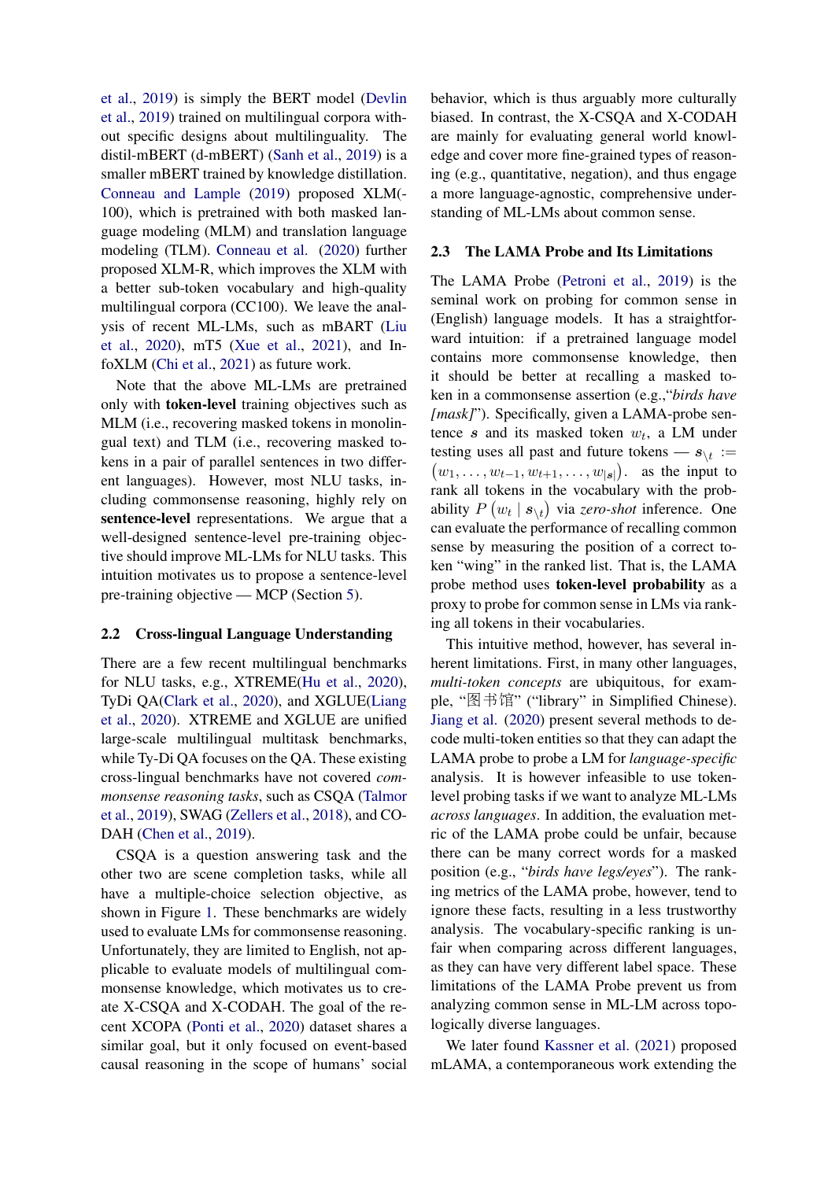et al., 2019) is simply the BERT model (Devlin et al., 2019) trained on multilingual corpora without specific designs about multilinguality. The distil-mBERT (d-mBERT) (Sanh et al., 2019) is a smaller mBERT trained by knowledge distillation. Conneau and Lample (2019) proposed XLM(-100), which is pretrained with both masked language modeling (MLM) and translation language modeling (TLM). Conneau et al. (2020) further proposed XLM-R, which improves the XLM with a better sub-token vocabulary and high-quality multilingual corpora (CC100). We leave the analysis of recent ML-LMs, such as mBART (Liu et al., 2020), mT5 (Xue et al., 2021), and InfoXLM (Chi et al., 2021) as future work.

Note that the above ML-LMs are pretrained only with **token-level** training objectives such as MLM (i.e., recovering masked tokens in monolingual text) and TLM (i.e., recovering masked tokens in a pair of parallel sentences in two different languages). However, most NLU tasks, including commonsense reasoning, highly rely on **sentence-level** representations. We argue that a well-designed sentence-level pre-training objective should improve ML-LMs for NLU tasks. This intuition motivates us to propose a sentence-level pre-training objective — MCP (Section 5).

## 2.2 Cross-lingual Language Understanding

There are a few recent multilingual benchmarks for NLU tasks, e.g., XTREME(Hu et al., 2020), TyDi QA(Clark et al., 2020), and XGLUE(Liang et al., 2020). XTREME and XGLUE are unified large-scale multilingual multitask benchmarks, while Ty-Di QA focuses on the QA. These existing cross-lingual benchmarks have not covered *commonsense reasoning tasks*, such as CSQA (Talmor et al., 2019), SWAG (Zellers et al., 2018), and CODAH (Chen et al., 2019).

CSQA is a question answering task and the other two are scene completion tasks, while all have a multiple-choice selection objective, as shown in Figure 1. These benchmarks are widely used to evaluate LMs for commonsense reasoning. Unfortunately, they are limited to English, not applicable to evaluate models of multilingual commonsense knowledge, which motivates us to create X-CSQA and X-CODAH. The goal of the recent XCOPA (Ponti et al., 2020) dataset shares a similar goal, but it only focused on event-based causal reasoning in the scope of humans' social behavior, which is thus arguably more culturally biased. In contrast, the X-CSQA and X-CODAH are mainly for evaluating general world knowledge and cover more fine-grained types of reasoning (e.g., quantitative, negation), and thus engage a more language-agnostic, comprehensive understanding of ML-LMs about common sense.

## 2.3 The LAMA Probe and Its Limitations

The LAMA Probe (Petroni et al., 2019) is the seminal work on probing for common sense in (English) language models. It has a straightforward intuition: if a pretrained language model contains more commonsense knowledge, then it should be better at recalling a masked token in a commonsense assertion (e.g.,"*birds have [mask]*"). Specifically, given a LAMA-probe sentence $\boldsymbol{s}$ and its masked token $w_t$, a LM under testing uses all past and future tokens — $\boldsymbol{s}_{\backslash t} := (w_1, \ldots, w_{t-1}, w_{t+1}, \ldots, w_{|\boldsymbol{s}|})$. as the input to rank all tokens in the vocabulary with the probability $P(w_t \mid \boldsymbol{s}_{\backslash t})$ via *zero-shot* inference. One can evaluate the performance of recalling common sense by measuring the position of a correct token "wing" in the ranked list. That is, the LAMA probe method uses **token-level probability** as a proxy to probe for common sense in LMs via ranking all tokens in their vocabularies.

This intuitive method, however, has several inherent limitations. First, in many other languages, *multi-token concepts* are ubiquitous, for example, "图书馆" ("library" in Simplified Chinese). Jiang et al. (2020) present several methods to decode multi-token entities so that they can adapt the LAMA probe to probe a LM for *language-specific* analysis. It is however infeasible to use token-level probing tasks if we want to analyze ML-LMs *across languages*. In addition, the evaluation metric of the LAMA probe could be unfair, because there can be many correct words for a masked position (e.g., "*birds have legs/eyes*"). The ranking metrics of the LAMA probe, however, tend to ignore these facts, resulting in a less trustworthy analysis. The vocabulary-specific ranking is unfair when comparing across different languages, as they can have very different label space. These limitations of the LAMA Probe prevent us from analyzing common sense in ML-LM across topologically diverse languages.

We later found Kassner et al. (2021) proposed mLAMA, a contemporaneous work extending the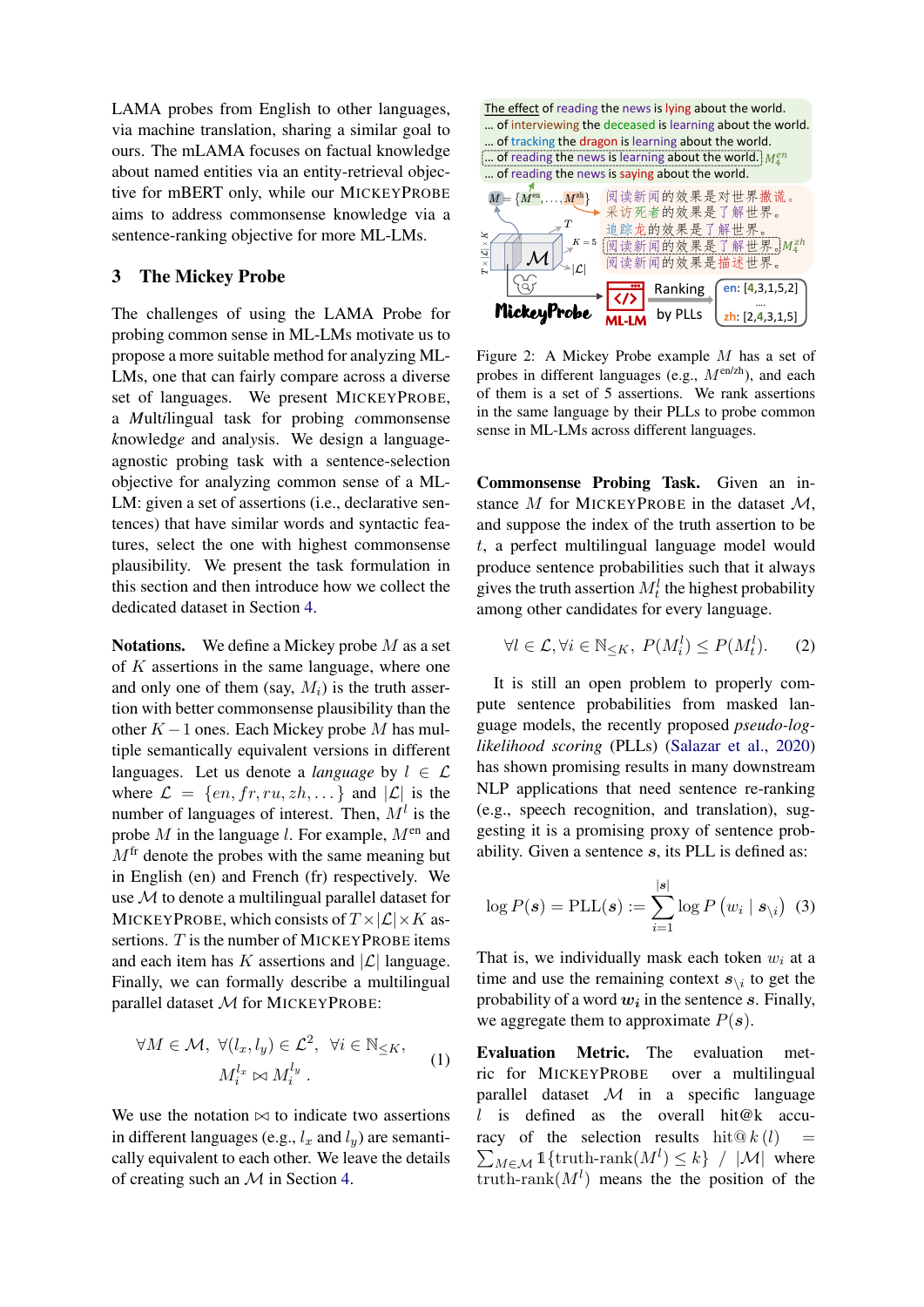LAMA probes from English to other languages, via machine translation, sharing a similar goal to ours. The mLAMA focuses on factual knowledge about named entities via an entity-retrieval objective for mBERT only, while our MICKEYPROBE aims to address commonsense knowledge via a sentence-ranking objective for more ML-LMs.

## 3 The Mickey Probe

The challenges of using the LAMA Probe for probing common sense in ML-LMs motivate us to propose a more suitable method for analyzing ML-LMs, one that can fairly compare across a diverse set of languages. We present MICKEYPROBE, a *Multilingual* task for probing *commonsense knowledge* and analysis. We design a language-agnostic probing task with a sentence-selection objective for analyzing common sense of a ML-LM: given a set of assertions (i.e., declarative sentences) that have similar words and syntactic features, select the one with highest commonsense plausibility. We present the task formulation in this section and then introduce how we collect the dedicated dataset in Section 4.

**Notations.** We define a Mickey probe $M$ as a set of $K$ assertions in the same language, where one and only one of them (say, $M_i$) is the truth assertion with better commonsense plausibility than the other $K-1$ ones. Each Mickey probe $M$ has multiple semantically equivalent versions in different languages. Let us denote a *language* by $l \in \mathcal{L}$ where $\mathcal{L} = \{en, fr, ru, zh, \dots\}$ and $|\mathcal{L}|$ is the number of languages of interest. Then, $M^l$ is the probe $M$ in the language $l$. For example, $M^{\text{en}}$ and $M^{\text{fr}}$ denote the probes with the same meaning but in English (en) and French (fr) respectively. We use $\mathcal{M}$ to denote a multilingual parallel dataset for MICKEYPROBE, which consists of $T \times |\mathcal{L}| \times K$ assertions. $T$ is the number of MICKEYPROBE items and each item has $K$ assertions and $|\mathcal{L}|$ language. Finally, we can formally describe a multilingual parallel dataset $\mathcal{M}$ for MICKEYPROBE:

$$\forall M \in \mathcal{M},\ \forall (l_x, l_y) \in \mathcal{L}^2,\ \ \forall i \in \mathbb{N}_{\leq K}, \\ M_i^{l_x} \bowtie M_i^{l_y}\ . \tag{1}$$

We use the notation $\bowtie$ to indicate two assertions in different languages (e.g., $l_x$ and $l_y$) are semantically equivalent to each other. We leave the details of creating such an $\mathcal{M}$ in Section 4.

Figure 2: A Mickey Probe example $M$ has a set of probes in different languages (e.g., $M^{\text{en/zh}}$), and each of them is a set of 5 assertions. We rank assertions in the same language by their PLLs to probe common sense in ML-LMs across different languages.

**Commonsense Probing Task.** Given an instance $M$ for MICKEYPROBE in the dataset $\mathcal{M}$, and suppose the index of the truth assertion to be $t$, a perfect multilingual language model would produce sentence probabilities such that it always gives the truth assertion $M_t^l$ the highest probability among other candidates for every language.

$$\forall l \in \mathcal{L}, \forall i \in \mathbb{N}_{\leq K},\ P(M_i^l) \leq P(M_t^l). \tag{2}$$

It is still an open problem to properly compute sentence probabilities from masked language models, the recently proposed *pseudo-log-likelihood scoring* (PLLs) (Salazar et al., 2020) has shown promising results in many downstream NLP applications that need sentence re-ranking (e.g., speech recognition, and translation), suggesting it is a promising proxy of sentence probability. Given a sentence $\boldsymbol{s}$, its PLL is defined as:

$$\log P(\boldsymbol{s}) = \text{PLL}(\boldsymbol{s}) := \sum_{i=1}^{|\boldsymbol{s}|} \log P\left(w_i \mid \boldsymbol{s}_{\setminus i}\right) \tag{3}$$

That is, we individually mask each token $w_i$ at a time and use the remaining context $\boldsymbol{s}_{\setminus i}$ to get the probability of a word $\boldsymbol{w_i}$ in the sentence $\boldsymbol{s}$. Finally, we aggregate them to approximate $P(\boldsymbol{s})$.

**Evaluation Metric.** The evaluation metric for MICKEYPROBE over a multilingual parallel dataset $\mathcal{M}$ in a specific language $l$ is defined as the overall hit@k accuracy of the selection results $\text{hit@}k\,(l) = \sum_{M \in \mathcal{M}} \mathbb{1}\{\text{truth-rank}(M^l) \leq k\}\ /\ |\mathcal{M}|$ where $\text{truth-rank}(M^l)$ means the the position of the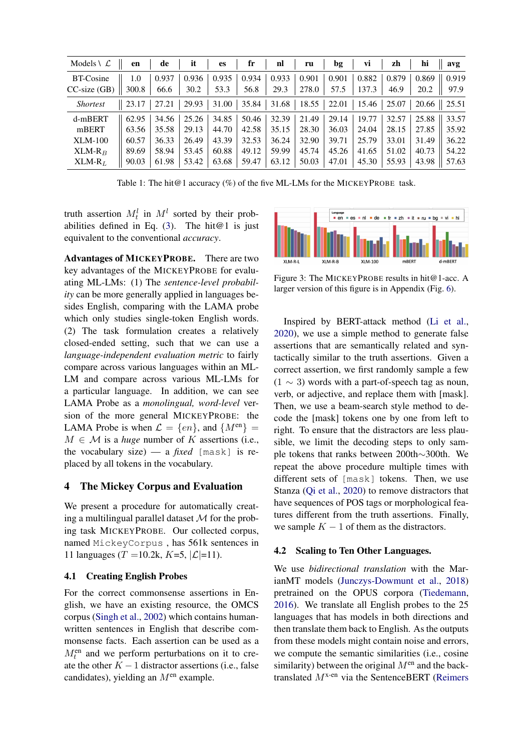| Models \ $\mathcal{L}$ | en | de | it | es | fr | nl | ru | bg | vi | zh | hi | avg |
|---|---|---|---|---|---|---|---|---|---|---|---|---|
| BT-Cosine | 1.0 | 0.937 | 0.936 | 0.935 | 0.934 | 0.933 | 0.901 | 0.901 | 0.882 | 0.879 | 0.869 | 0.919 |
| CC-size (GB) | 300.8 | 66.6 | 30.2 | 53.3 | 56.8 | 29.3 | 278.0 | 57.5 | 137.3 | 46.9 | 20.2 | 97.9 |
| *Shortest* | 23.17 | 27.21 | 29.93 | 31.00 | 35.84 | 31.68 | 18.55 | 22.01 | 15.46 | 25.07 | 20.66 | 25.51 |
| d-mBERT | 62.95 | 34.56 | 25.26 | 34.85 | 50.46 | 32.39 | 21.49 | 29.14 | 19.77 | 32.57 | 25.88 | 33.57 |
| mBERT | 63.56 | 35.58 | 29.13 | 44.70 | 42.58 | 35.15 | 28.30 | 36.03 | 24.04 | 28.15 | 27.85 | 35.92 |
| XLM-100 | 60.57 | 36.33 | 26.49 | 43.39 | 32.53 | 36.24 | 32.90 | 39.71 | 25.79 | 33.01 | 31.49 | 36.22 |
| XLM-R$_B$ | 89.69 | 58.94 | 53.45 | 60.88 | 49.12 | 59.99 | 45.74 | 45.26 | 41.65 | 51.02 | 40.73 | 54.22 |
| XLM-R$_L$ | 90.03 | 61.98 | 53.42 | 63.68 | 59.47 | 63.12 | 50.03 | 47.01 | 45.30 | 55.93 | 43.98 | 57.63 |

Table 1: The hit@1 accuracy (%) of the five ML-LMs for the MICKEYPROBE task.

truth assertion $M^l_t$ in $M^l$ sorted by their probabilities defined in Eq. (3). The hit@1 is just equivalent to the conventional *accuracy*.

**Advantages of MICKEYPROBE.** There are two key advantages of the MICKEYPROBE for evaluating ML-LMs: (1) The *sentence-level probability* can be more generally applied in languages besides English, comparing with the LAMA probe which only studies single-token English words. (2) The task formulation creates a relatively closed-ended setting, such that we can use a *language-independent evaluation metric* to fairly compare across various languages within an ML-LM and compare across various ML-LMs for a particular language. In addition, we can see LAMA Probe as a *monolingual, word-level* version of the more general MICKEYPROBE: the LAMA Probe is when $\mathcal{L} = \{en\}$, and $\{M^{\text{en}}\} = M \in \mathcal{M}$ is a *huge* number of $K$ assertions (i.e., the vocabulary size) — a *fixed* `[mask]` is replaced by all tokens in the vocabulary.

## 4 The Mickey Corpus and Evaluation

We present a procedure for automatically creating a multilingual parallel dataset $\mathcal{M}$ for the probing task MICKEYPROBE. Our collected corpus, named `MickeyCorpus`, has 561k sentences in 11 languages ($T$ =10.2k, $K$=5, $|\mathcal{L}|$=11).

### 4.1 Creating English Probes

For the correct commonsense assertions in English, we have an existing resource, the OMCS corpus (Singh et al., 2002) which contains human-written sentences in English that describe commonsense facts. Each assertion can be used as a $M^{\text{en}}_t$ and we perform perturbations on it to create the other $K-1$ distractor assertions (i.e., false candidates), yielding an $M^{\text{en}}$ example.

Figure 3: The MICKEYPROBE results in hit@1-acc. A larger version of this figure is in Appendix (Fig. 6).

Inspired by BERT-attack method (Li et al., 2020), we use a simple method to generate false assertions that are semantically related and syntactically similar to the truth assertions. Given a correct assertion, we first randomly sample a few ($1 \sim 3$) words with a part-of-speech tag as noun, verb, or adjective, and replace them with [mask]. Then, we use a beam-search style method to decode the [mask] tokens one by one from left to right. To ensure that the distractors are less plausible, we limit the decoding steps to only sample tokens that ranks between 200th$\sim$300th. We repeat the above procedure multiple times with different sets of `[mask]` tokens. Then, we use Stanza (Qi et al., 2020) to remove distractors that have sequences of POS tags or morphological features different from the truth assertions. Finally, we sample $K-1$ of them as the distractors.

### 4.2 Scaling to Ten Other Languages.

We use *bidirectional translation* with the MarianMT models (Junczys-Dowmunt et al., 2018) pretrained on the OPUS corpora (Tiedemann, 2016). We translate all English probes to the 25 languages that has models in both directions and then translate them back to English. As the outputs from these models might contain noise and errors, we compute the semantic similarities (i.e., cosine similarity) between the original $M^{\text{en}}$ and the back-translated $M^{\text{x-en}}$ via the SentenceBERT (Reimers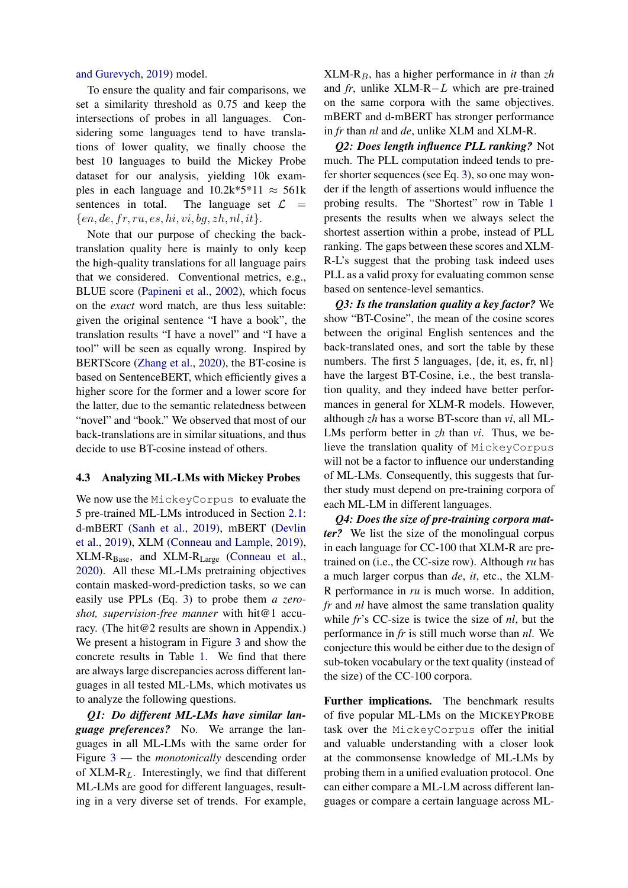and Gurevych, 2019) model.

To ensure the quality and fair comparisons, we set a similarity threshold as 0.75 and keep the intersections of probes in all languages. Considering some languages tend to have translations of lower quality, we finally choose the best 10 languages to build the Mickey Probe dataset for our analysis, yielding 10k examples in each language and 10.2k*5*11 ≈ 561k sentences in total. The language set $\mathcal{L} = \{en, de, fr, ru, es, hi, vi, bg, zh, nl, it\}$.

Note that our purpose of checking the back-translation quality here is mainly to only keep the high-quality translations for all language pairs that we considered. Conventional metrics, e.g., BLUE score (Papineni et al., 2002), which focus on the *exact* word match, are thus less suitable: given the original sentence "I have a book", the translation results "I have a novel" and "I have a tool" will be seen as equally wrong. Inspired by BERTScore (Zhang et al., 2020), the BT-cosine is based on SentenceBERT, which efficiently gives a higher score for the former and a lower score for the latter, due to the semantic relatedness between "novel" and "book." We observed that most of our back-translations are in similar situations, and thus decide to use BT-cosine instead of others.

### 4.3 Analyzing ML-LMs with Mickey Probes

We now use the `MickeyCorpus` to evaluate the 5 pre-trained ML-LMs introduced in Section 2.1: d-mBERT (Sanh et al., 2019), mBERT (Devlin et al., 2019), XLM (Conneau and Lample, 2019), XLM-$R_{\text{Base}}$, and XLM-$R_{\text{Large}}$ (Conneau et al., 2020). All these ML-LMs pretraining objectives contain masked-word-prediction tasks, so we can easily use PPLs (Eq. 3) to probe them *a zero-shot, supervision-free manner* with hit@1 accuracy. (The hit@2 results are shown in Appendix.) We present a histogram in Figure 3 and show the concrete results in Table 1. We find that there are always large discrepancies across different languages in all tested ML-LMs, which motivates us to analyze the following questions.

***Q1: Do different ML-LMs have similar language preferences?*** No. We arrange the languages in all ML-LMs with the same order for Figure 3 — the *monotonically* descending order of XLM-$R_L$. Interestingly, we find that different ML-LMs are good for different languages, resulting in a very diverse set of trends. For example, XLM-$R_B$, has a higher performance in *it* than *zh* and *fr*, unlike XLM-R−$L$ which are pre-trained on the same corpora with the same objectives. mBERT and d-mBERT has stronger performance in *fr* than *nl* and *de*, unlike XLM and XLM-R.

***Q2: Does length influence PLL ranking?*** Not much. The PLL computation indeed tends to prefer shorter sequences (see Eq. 3), so one may wonder if the length of assertions would influence the probing results. The "Shortest" row in Table 1 presents the results when we always select the shortest assertion within a probe, instead of PLL ranking. The gaps between these scores and XLM-R-L's suggest that the probing task indeed uses PLL as a valid proxy for evaluating common sense based on sentence-level semantics.

***Q3: Is the translation quality a key factor?*** We show "BT-Cosine", the mean of the cosine scores between the original English sentences and the back-translated ones, and sort the table by these numbers. The first 5 languages, {de, it, es, fr, nl} have the largest BT-Cosine, i.e., the best translation quality, and they indeed have better performances in general for XLM-R models. However, although *zh* has a worse BT-score than *vi*, all ML-LMs perform better in *zh* than *vi*. Thus, we believe the translation quality of `MickeyCorpus` will not be a factor to influence our understanding of ML-LMs. Consequently, this suggests that further study must depend on pre-training corpora of each ML-LM in different languages.

***Q4: Does the size of pre-training corpora matter?*** We list the size of the monolingual corpus in each language for CC-100 that XLM-R are pre-trained on (i.e., the CC-size row). Although *ru* has a much larger corpus than *de*, *it*, etc., the XLM-R performance in *ru* is much worse. In addition, *fr* and *nl* have almost the same translation quality while *fr*'s CC-size is twice the size of *nl*, but the performance in *fr* is still much worse than *nl*. We conjecture this would be either due to the design of sub-token vocabulary or the text quality (instead of the size) of the CC-100 corpora.

**Further implications.** The benchmark results of five popular ML-LMs on the MICKEYPROBE task over the `MickeyCorpus` offer the initial and valuable understanding with a closer look at the commonsense knowledge of ML-LMs by probing them in a unified evaluation protocol. One can either compare a ML-LM across different languages or compare a certain language across ML-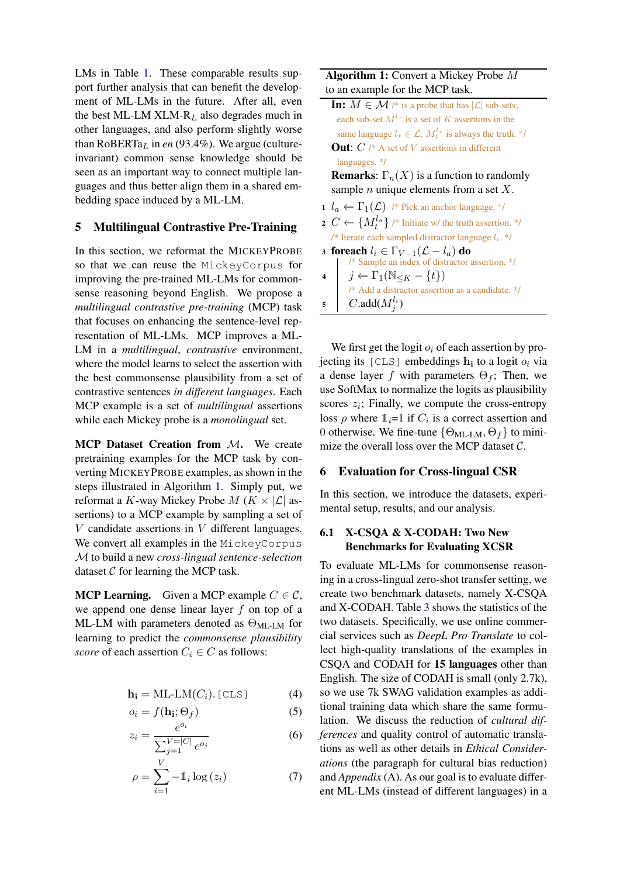LMs in Table 1. These comparable results support further analysis that can benefit the development of ML-LMs in the future. After all, even the best ML-LM XLM-R$_L$ also degrades much in other languages, and also perform slightly worse than RoBERTa$_L$ in *en* (93.4%). We argue (culture-invariant) common sense knowledge should be seen as an important way to connect multiple languages and thus better align them in a shared embedding space induced by a ML-LM.

## 5 Multilingual Contrastive Pre-Training

In this section, we reformat the MICKEYPROBE so that we can reuse the `MickeyCorpus` for improving the pre-trained ML-LMs for commonsense reasoning beyond English. We propose a *multilingual contrastive pre-training* (MCP) task that focuses on enhancing the sentence-level representation of ML-LMs. MCP improves a ML-LM in a *multilingual*, *contrastive* environment, where the model learns to select the assertion with the best commonsense plausibility from a set of contrastive sentences *in different languages*. Each MCP example is a set of *multilingual* assertions while each Mickey probe is a *monolingual* set.

**MCP Dataset Creation from $\mathcal{M}$.** We create pretraining examples for the MCP task by converting MICKEYPROBE examples, as shown in the steps illustrated in Algorithm 1. Simply put, we reformat a $K$-way Mickey Probe $M$ ($K \times |\mathcal{L}|$ assertions) to a MCP example by sampling a set of $V$ candidate assertions in $V$ different languages. We convert all examples in the `MickeyCorpus` $\mathcal{M}$ to build a new *cross-lingual sentence-selection* dataset $\mathcal{C}$ for learning the MCP task.

**MCP Learning.** Given a MCP example $C \in \mathcal{C}$, we append one dense linear layer $f$ on top of a ML-LM with parameters denoted as $\Theta_{\text{ML-LM}}$ for learning to predict the *commonsense plausibility score* of each assertion $C_i \in C$ as follows:

$$\mathbf{h_i} = \text{ML-LM}(C_i).\texttt{[CLS]} \quad (4)$$

$$o_i = f(\mathbf{h_i}; \Theta_f) \quad (5)$$

$$z_i = \frac{e^{o_i}}{\sum_{j=1}^{V=|C|} e^{o_j}} \quad (6)$$

$$\rho = \sum_{i=1}^{V} -\mathbb{1}_i \log(z_i) \quad (7)$$

**Algorithm 1:** Convert a Mickey Probe $M$ to an example for the MCP task.

```
In: M ∈ 𝓜 /* is a probe that has |𝓛| sub-sets;
    each sub-set M^{l_x} is a set of K assertions in the
    same language l_x ∈ 𝓛. M_t^{l_x} is always the truth. */
Out: C /* A set of V assertions in different
    languages. */
Remarks: Γ_n(X) is a function to randomly
    sample n unique elements from a set X.
1 l_a ← Γ_1(𝓛)  /* Pick an anchor language. */
2 C ← {M_t^{l_a}}  /* Initiate w/ the truth assertion. */
  /* Iterate each sampled distractor language l_i. */
3 foreach l_i ∈ Γ_{V-1}(𝓛 − l_a) do
      /* Sample an index of distractor assertion. */
4     j ← Γ_1(ℕ_{≤K} − {t})
      /* Add a distractor assertion as a candidate. */
5     C.add(M_j^{l_i})
```

We first get the logit $o_i$ of each assertion by projecting its `[CLS]` embeddings $\mathbf{h_i}$ to a logit $o_i$ via a dense layer $f$ with parameters $\Theta_f$; Then, we use SoftMax to normalize the logits as plausibility scores $z_i$; Finally, we compute the cross-entropy loss $\rho$ where $\mathbb{1}_i$=1 if $C_i$ is a correct assertion and 0 otherwise. We fine-tune $\{\Theta_{\text{ML-LM}}, \Theta_f\}$ to minimize the overall loss over the MCP dataset $\mathcal{C}$.

## 6 Evaluation for Cross-lingual CSR

In this section, we introduce the datasets, experimental setup, results, and our analysis.

### 6.1 X-CSQA & X-CODAH: Two New Benchmarks for Evaluating XCSR

To evaluate ML-LMs for commonsense reasoning in a cross-lingual zero-shot transfer setting, we create two benchmark datasets, namely X-CSQA and X-CODAH. Table 3 shows the statistics of the two datasets. Specifically, we use online commercial services such as *DeepL Pro Translate* to collect high-quality translations of the examples in CSQA and CODAH for **15 languages** other than English. The size of CODAH is small (only 2.7k), so we use 7k SWAG validation examples as additional training data which share the same formulation. We discuss the reduction of *cultural differences* and quality control of automatic translations as well as other details in *Ethical Considerations* (the paragraph for cultural bias reduction) and *Appendix* (A). As our goal is to evaluate different ML-LMs (instead of different languages) in a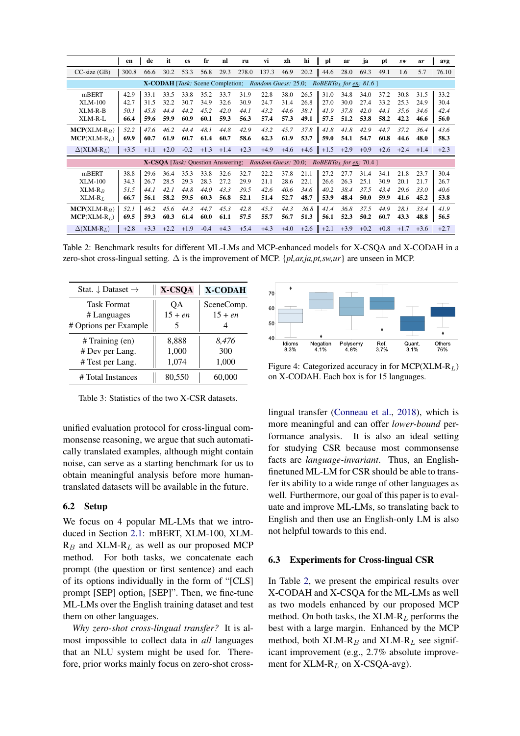| | en | de | it | es | fr | nl | ru | vi | zh | hi | pl | ar | ja | pt | *sw* | *ur* | avg |
|---|---|---|---|---|---|---|---|---|---|---|---|---|---|---|---|---|---|
| CC-size (GB) | 300.8 | 66.6 | 30.2 | 53.3 | 56.8 | 29.3 | 278.0 | 137.3 | 46.9 | 20.2 | 44.6 | 28.0 | 69.3 | 49.1 | 1.6 | 5.7 | 76.10 |
| **X-CODAH** [*Task:* Scene Completion; *Random Guess:* 25.0; *RoBERTa$_L$ for en:* 81.6 ] | | | | | | | | | | | | | | | | | |
| mBERT | 42.9 | 33.1 | 33.5 | 33.8 | 35.2 | 33.7 | 31.9 | 22.8 | 38.0 | 26.5 | 31.0 | 34.8 | 34.0 | 37.2 | 30.8 | 31.5 | 33.2 |
| XLM-100 | 42.7 | 31.5 | 32.2 | 30.7 | 34.9 | 32.6 | 30.9 | 24.7 | 31.4 | 26.8 | 27.0 | 30.0 | 27.4 | 33.2 | 25.3 | 24.9 | 30.4 |
| XLM-R-B | *50.1* | *45.8* | *44.4* | *44.2* | *45.2* | *42.0* | *44.1* | *43.2* | *44.6* | *38.1* | *41.9* | *37.8* | *42.0* | *44.1* | *35.6* | *34.6* | *42.4* |
| XLM-R-L | **66.4** | **59.6** | **59.9** | **60.9** | **60.1** | **59.3** | **56.3** | **57.4** | **57.3** | **49.1** | **57.5** | **51.2** | **53.8** | **58.2** | **42.2** | **46.6** | **56.0** |
| **MCP**(XLM-R$_B$) | *52.2* | *47.6* | *46.2* | *44.4* | *48.1* | *44.8* | *42.9* | *43.2* | *45.7* | *37.8* | *41.8* | *41.8* | *42.9* | *44.7* | *37.2* | *36.4* | *43.6* |
| **MCP**(XLM-R$_L$) | **69.9** | **60.7** | **61.9** | **60.7** | **61.4** | **60.7** | **58.6** | **62.3** | **61.9** | **53.7** | **59.0** | **54.1** | **54.7** | **60.8** | **44.6** | **48.0** | **58.3** |
| $\Delta$(XLM-R$_L$) | +3.5 | +1.1 | +2.0 | -0.2 | +1.3 | +1.4 | +2.3 | +4.9 | +4.6 | +4.6 | +1.5 | +2.9 | +0.9 | +2.6 | +2.4 | +1.4 | +2.3 |
| **X-CSQA** [*Task:* Question Answering; *Random Guess:* 20.0; *RoBERTa$_L$ for en:* 70.4 ] | | | | | | | | | | | | | | | | | |
| mBERT | 38.8 | 29.6 | 36.4 | 35.3 | 33.8 | 32.6 | 32.7 | 22.2 | 37.8 | 21.1 | 27.2 | 27.7 | 31.4 | 34.1 | 21.8 | 23.7 | 30.4 |
| XLM-100 | 34.3 | 26.7 | 28.5 | 29.3 | 28.3 | 27.2 | 29.9 | 21.1 | 28.6 | 22.1 | 26.6 | 26.3 | 25.1 | 30.9 | 20.1 | 21.7 | 26.7 |
| XLM-R$_B$ | *51.5* | *44.1* | *42.1* | *44.8* | *44.0* | *43.3* | *39.5* | *42.6* | *40.6* | *34.6* | *40.2* | *38.4* | *37.5* | *43.4* | *29.6* | *33.0* | *40.6* |
| XLM-R$_L$ | **66.7** | **56.1** | **58.2** | **59.5** | **60.3** | **56.8** | **52.1** | **51.4** | **52.7** | **48.7** | **53.9** | **48.4** | **50.0** | **59.9** | **41.6** | **45.2** | **53.8** |
| **MCP**(XLM-R$_B$) | *52.1* | *46.2* | *45.6* | *44.3* | *44.7* | *45.3* | *42.8* | *45.3* | *44.3* | *36.8* | *41.4* | *36.8* | *37.5* | *44.9* | *28.1* | *33.4* | *41.9* |
| **MCP**(XLM-R$_L$) | **69.5** | **59.3** | **60.3** | **61.4** | **60.0** | **61.1** | **57.5** | **55.7** | **56.7** | **51.3** | **56.1** | **52.3** | **50.2** | **60.7** | **43.3** | **48.8** | **56.5** |
| $\Delta$(XLM-R$_L$) | +2.8 | +3.3 | +2.2 | +1.9 | -0.4 | +4.3 | +5.4 | +4.3 | +4.0 | +2.6 | +2.1 | +3.9 | +0.2 | +0.8 | +1.7 | +3.6 | +2.7 |

Table 2: Benchmark results for different ML-LMs and MCP-enhanced models for X-CSQA and X-CODAH in a zero-shot cross-lingual setting. $\Delta$ is the improvement of MCP. {*pl,ar,ja,pt,sw,ur*} are unseen in MCP.

| Stat. ↓ Dataset → | X-CSQA | X-CODAH |
|---|---|---|
| Task Format | QA | SceneComp. |
| # Languages | 15 + *en* | 15 + *en* |
| # Options per Example | 5 | 4 |
| # Training (en) | 8,888 | *8,476* |
| # Dev per Lang. | 1,000 | 300 |
| # Test per Lang. | 1,074 | 1,000 |
| # Total Instances | 80,550 | 60,000 |

Table 3: Statistics of the two X-CSR datasets.

Figure 4: Categorized accuracy in for MCP(XLM-R$_L$) on X-CODAH. Each box is for 15 languages.

unified evaluation protocol for cross-lingual commonsense reasoning, we argue that such automatically translated examples, although might contain noise, can serve as a starting benchmark for us to obtain meaningful analysis before more human-translated datasets will be available in the future.

## 6.2 Setup

We focus on 4 popular ML-LMs that we introduced in Section 2.1: mBERT, XLM-100, XLM-R$_B$ and XLM-R$_L$ as well as our proposed MCP method. For both tasks, we concatenate each prompt (the question or first sentence) and each of its options individually in the form of "[CLS] prompt [SEP] option$_i$ [SEP]". Then, we fine-tune ML-LMs over the English training dataset and test them on other languages.

*Why zero-shot cross-lingual transfer?* It is almost impossible to collect data in *all* languages that an NLU system might be used for. Therefore, prior works mainly focus on zero-shot cross-lingual transfer (Conneau et al., 2018), which is more meaningful and can offer *lower-bound* performance analysis. It is also an ideal setting for studying CSR because most commonsense facts are *language-invariant*. Thus, an English-finetuned ML-LM for CSR should be able to transfer its ability to a wide range of other languages as well. Furthermore, our goal of this paper is to evaluate and improve ML-LMs, so translating back to English and then use an English-only LM is also not helpful towards to this end.

## 6.3 Experiments for Cross-lingual CSR

In Table 2, we present the empirical results over X-CODAH and X-CSQA for the ML-LMs as well as two models enhanced by our proposed MCP method. On both tasks, the XLM-R$_L$ performs the best with a large margin. Enhanced by the MCP method, both XLM-R$_B$ and XLM-R$_L$ see significant improvement (e.g., 2.7% absolute improvement for XLM-R$_L$ on X-CSQA-avg).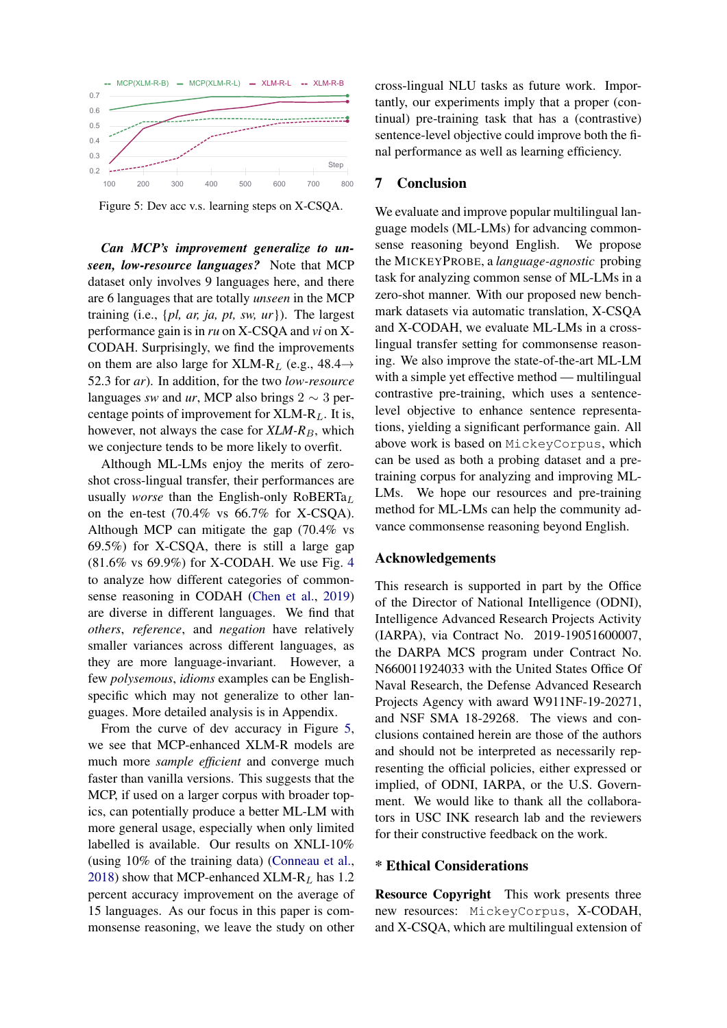Figure 5: Dev acc v.s. learning steps on X-CSQA.

***Can MCP's improvement generalize to unseen, low-resource languages?*** Note that MCP dataset only involves 9 languages here, and there are 6 languages that are totally *unseen* in the MCP training (i.e., {*pl, ar, ja, pt, sw, ur*}). The largest performance gain is in *ru* on X-CSQA and *vi* on X-CODAH. Surprisingly, we find the improvements on them are also large for XLM-$R_L$ (e.g., 48.4→52.3 for *ar*). In addition, for the two *low-resource* languages *sw* and *ur*, MCP also brings $2 \sim 3$ percentage points of improvement for XLM-$R_L$. It is, however, not always the case for *XLM-$R_B$*, which we conjecture tends to be more likely to overfit.

Although ML-LMs enjoy the merits of zero-shot cross-lingual transfer, their performances are usually *worse* than the English-only RoBERTa$_L$ on the en-test (70.4% vs 66.7% for X-CSQA). Although MCP can mitigate the gap (70.4% vs 69.5%) for X-CSQA, there is still a large gap (81.6% vs 69.9%) for X-CODAH. We use Fig. 4 to analyze how different categories of commonsense reasoning in CODAH (Chen et al., 2019) are diverse in different languages. We find that *others*, *reference*, and *negation* have relatively smaller variances across different languages, as they are more language-invariant. However, a few *polysemous*, *idioms* examples can be English-specific which may not generalize to other languages. More detailed analysis is in Appendix.

From the curve of dev accuracy in Figure 5, we see that MCP-enhanced XLM-R models are much more *sample efficient* and converge much faster than vanilla versions. This suggests that the MCP, if used on a larger corpus with broader topics, can potentially produce a better ML-LM with more general usage, especially when only limited labelled is available. Our results on XNLI-10% (using 10% of the training data) (Conneau et al., 2018) show that MCP-enhanced XLM-$R_L$ has 1.2 percent accuracy improvement on the average of 15 languages. As our focus in this paper is commonsense reasoning, we leave the study on other cross-lingual NLU tasks as future work. Importantly, our experiments imply that a proper (continual) pre-training task that has a (contrastive) sentence-level objective could improve both the final performance as well as learning efficiency.

## 7 Conclusion

We evaluate and improve popular multilingual language models (ML-LMs) for advancing commonsense reasoning beyond English. We propose the MICKEYPROBE, a *language-agnostic* probing task for analyzing common sense of ML-LMs in a zero-shot manner. With our proposed new benchmark datasets via automatic translation, X-CSQA and X-CODAH, we evaluate ML-LMs in a cross-lingual transfer setting for commonsense reasoning. We also improve the state-of-the-art ML-LM with a simple yet effective method — multilingual contrastive pre-training, which uses a sentence-level objective to enhance sentence representations, yielding a significant performance gain. All above work is based on `MickeyCorpus`, which can be used as both a probing dataset and a pre-training corpus for analyzing and improving ML-LMs. We hope our resources and pre-training method for ML-LMs can help the community advance commonsense reasoning beyond English.

## Acknowledgements

This research is supported in part by the Office of the Director of National Intelligence (ODNI), Intelligence Advanced Research Projects Activity (IARPA), via Contract No. 2019-19051600007, the DARPA MCS program under Contract No. N660011924033 with the United States Office Of Naval Research, the Defense Advanced Research Projects Agency with award W911NF-19-20271, and NSF SMA 18-29268. The views and conclusions contained herein are those of the authors and should not be interpreted as necessarily representing the official policies, either expressed or implied, of ODNI, IARPA, or the U.S. Government. We would like to thank all the collaborators in USC INK research lab and the reviewers for their constructive feedback on the work.

## * Ethical Considerations

**Resource Copyright** This work presents three new resources: `MickeyCorpus`, X-CODAH, and X-CSQA, which are multilingual extension of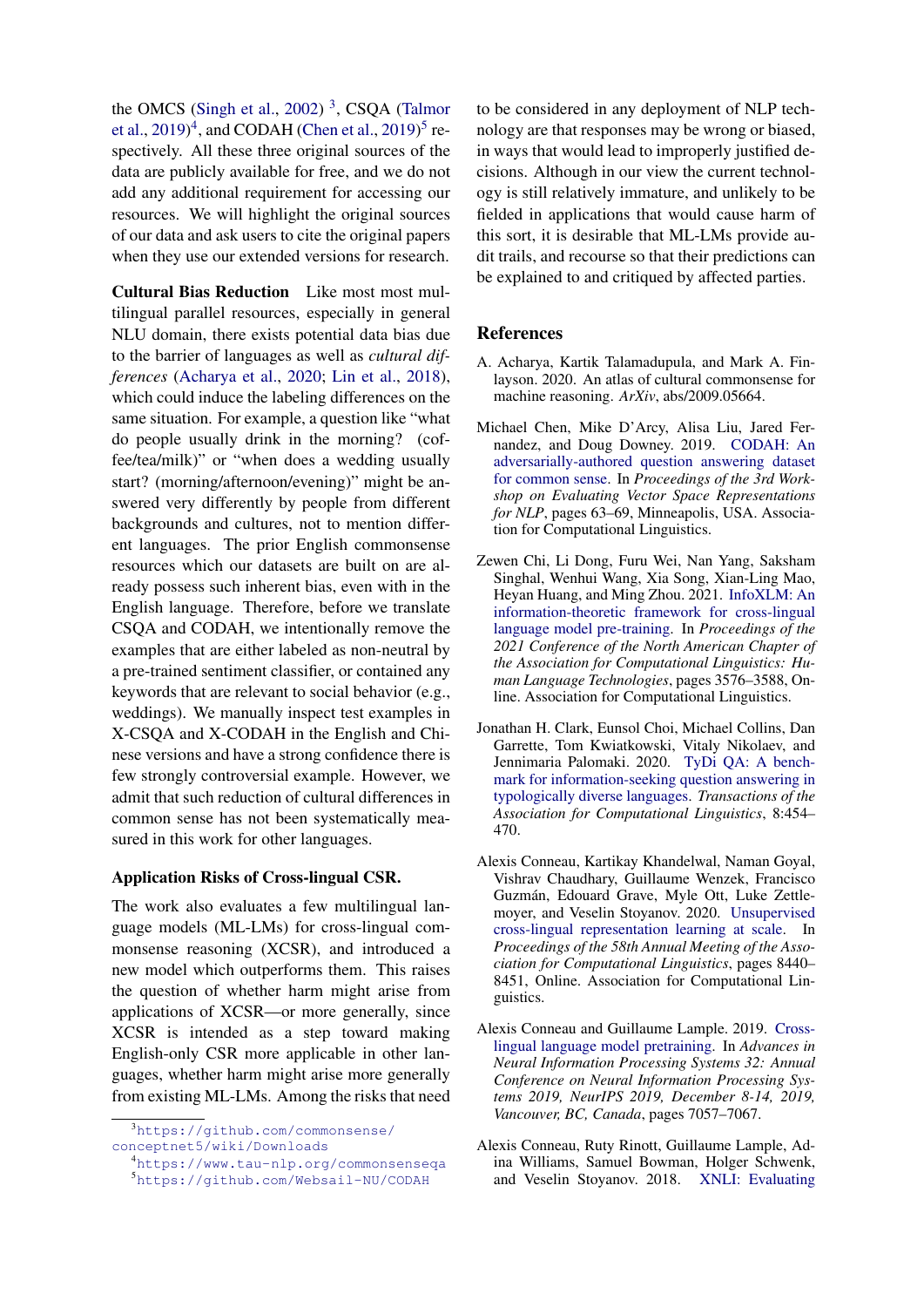the OMCS (Singh et al., 2002) [3], CSQA (Talmor et al., 2019)[4], and CODAH (Chen et al., 2019)[5] respectively. All these three original sources of the data are publicly available for free, and we do not add any additional requirement for accessing our resources. We will highlight the original sources of our data and ask users to cite the original papers when they use our extended versions for research.

**Cultural Bias Reduction** Like most most multilingual parallel resources, especially in general NLU domain, there exists potential data bias due to the barrier of languages as well as *cultural differences* (Acharya et al., 2020; Lin et al., 2018), which could induce the labeling differences on the same situation. For example, a question like "what do people usually drink in the morning? (coffee/tea/milk)" or "when does a wedding usually start? (morning/afternoon/evening)" might be answered very differently by people from different backgrounds and cultures, not to mention different languages. The prior English commonsense resources which our datasets are built on are already possess such inherent bias, even with in the English language. Therefore, before we translate CSQA and CODAH, we intentionally remove the examples that are either labeled as non-neutral by a pre-trained sentiment classifier, or contained any keywords that are relevant to social behavior (e.g., weddings). We manually inspect test examples in X-CSQA and X-CODAH in the English and Chinese versions and have a strong confidence there is few strongly controversial example. However, we admit that such reduction of cultural differences in common sense has not been systematically measured in this work for other languages.

**Application Risks of Cross-lingual CSR.**

The work also evaluates a few multilingual language models (ML-LMs) for cross-lingual commonsense reasoning (XCSR), and introduced a new model which outperforms them. This raises the question of whether harm might arise from applications of XCSR—or more generally, since XCSR is intended as a step toward making English-only CSR more applicable in other languages, whether harm might arise more generally from existing ML-LMs. Among the risks that need to be considered in any deployment of NLP technology are that responses may be wrong or biased, in ways that would lead to improperly justified decisions. Although in our view the current technology is still relatively immature, and unlikely to be fielded in applications that would cause harm of this sort, it is desirable that ML-LMs provide audit trails, and recourse so that their predictions can be explained to and critiqued by affected parties.

[3] https://github.com/commonsense/conceptnet5/wiki/Downloads

[4] https://www.tau-nlp.org/commonsenseqa

[5] https://github.com/Websail-NU/CODAH

## References

A. Acharya, Kartik Talamadupula, and Mark A. Finlayson. 2020. An atlas of cultural commonsense for machine reasoning. *ArXiv*, abs/2009.05664.

Michael Chen, Mike D'Arcy, Alisa Liu, Jared Fernandez, and Doug Downey. 2019. CODAH: An adversarially-authored question answering dataset for common sense. In *Proceedings of the 3rd Workshop on Evaluating Vector Space Representations for NLP*, pages 63–69, Minneapolis, USA. Association for Computational Linguistics.

Zewen Chi, Li Dong, Furu Wei, Nan Yang, Saksham Singhal, Wenhui Wang, Xia Song, Xian-Ling Mao, Heyan Huang, and Ming Zhou. 2021. InfoXLM: An information-theoretic framework for cross-lingual language model pre-training. In *Proceedings of the 2021 Conference of the North American Chapter of the Association for Computational Linguistics: Human Language Technologies*, pages 3576–3588, Online. Association for Computational Linguistics.

Jonathan H. Clark, Eunsol Choi, Michael Collins, Dan Garrette, Tom Kwiatkowski, Vitaly Nikolaev, and Jennimaria Palomaki. 2020. TyDi QA: A benchmark for information-seeking question answering in typologically diverse languages. *Transactions of the Association for Computational Linguistics*, 8:454–470.

Alexis Conneau, Kartikay Khandelwal, Naman Goyal, Vishrav Chaudhary, Guillaume Wenzek, Francisco Guzmán, Edouard Grave, Myle Ott, Luke Zettlemoyer, and Veselin Stoyanov. 2020. Unsupervised cross-lingual representation learning at scale. In *Proceedings of the 58th Annual Meeting of the Association for Computational Linguistics*, pages 8440–8451, Online. Association for Computational Linguistics.

Alexis Conneau and Guillaume Lample. 2019. Cross-lingual language model pretraining. In *Advances in Neural Information Processing Systems 32: Annual Conference on Neural Information Processing Systems 2019, NeurIPS 2019, December 8-14, 2019, Vancouver, BC, Canada*, pages 7057–7067.

Alexis Conneau, Ruty Rinott, Guillaume Lample, Adina Williams, Samuel Bowman, Holger Schwenk, and Veselin Stoyanov. 2018. XNLI: Evaluating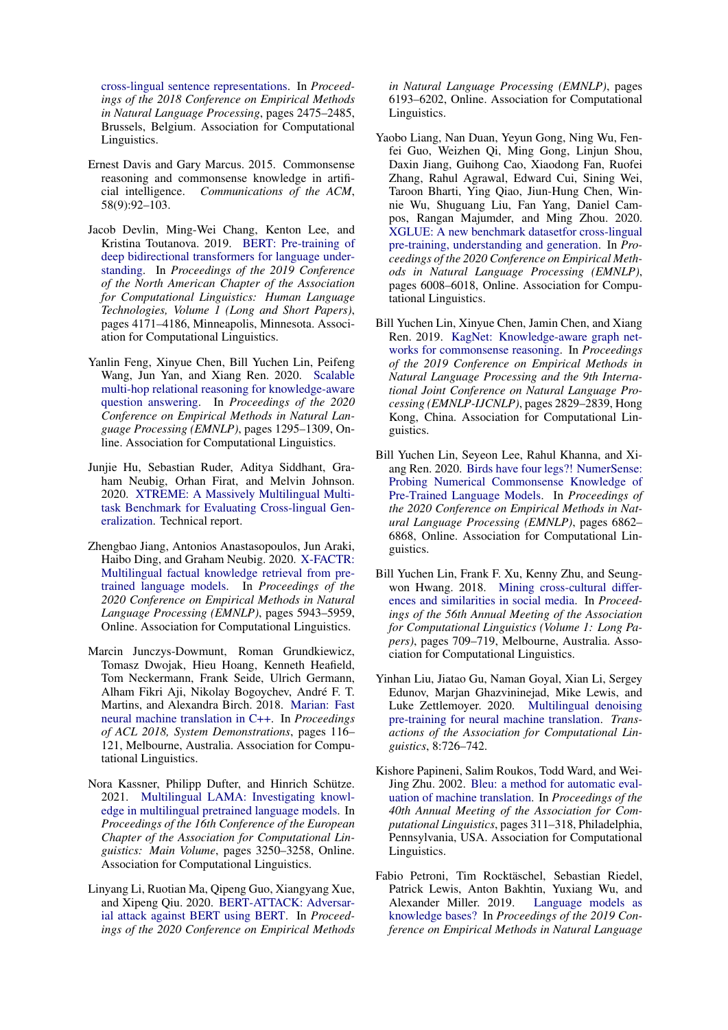cross-lingual sentence representations. In *Proceedings of the 2018 Conference on Empirical Methods in Natural Language Processing*, pages 2475–2485, Brussels, Belgium. Association for Computational Linguistics.

Ernest Davis and Gary Marcus. 2015. Commonsense reasoning and commonsense knowledge in artificial intelligence. *Communications of the ACM*, 58(9):92–103.

Jacob Devlin, Ming-Wei Chang, Kenton Lee, and Kristina Toutanova. 2019. BERT: Pre-training of deep bidirectional transformers for language understanding. In *Proceedings of the 2019 Conference of the North American Chapter of the Association for Computational Linguistics: Human Language Technologies, Volume 1 (Long and Short Papers)*, pages 4171–4186, Minneapolis, Minnesota. Association for Computational Linguistics.

Yanlin Feng, Xinyue Chen, Bill Yuchen Lin, Peifeng Wang, Jun Yan, and Xiang Ren. 2020. Scalable multi-hop relational reasoning for knowledge-aware question answering. In *Proceedings of the 2020 Conference on Empirical Methods in Natural Language Processing (EMNLP)*, pages 1295–1309, Online. Association for Computational Linguistics.

Junjie Hu, Sebastian Ruder, Aditya Siddhant, Graham Neubig, Orhan Firat, and Melvin Johnson. 2020. XTREME: A Massively Multilingual Multi-task Benchmark for Evaluating Cross-lingual Generalization. Technical report.

Zhengbao Jiang, Antonios Anastasopoulos, Jun Araki, Haibo Ding, and Graham Neubig. 2020. X-FACTR: Multilingual factual knowledge retrieval from pre-trained language models. In *Proceedings of the 2020 Conference on Empirical Methods in Natural Language Processing (EMNLP)*, pages 5943–5959, Online. Association for Computational Linguistics.

Marcin Junczys-Dowmunt, Roman Grundkiewicz, Tomasz Dwojak, Hieu Hoang, Kenneth Heafield, Tom Neckermann, Frank Seide, Ulrich Germann, Alham Fikri Aji, Nikolay Bogoychev, André F. T. Martins, and Alexandra Birch. 2018. Marian: Fast neural machine translation in C++. In *Proceedings of ACL 2018, System Demonstrations*, pages 116–121, Melbourne, Australia. Association for Computational Linguistics.

Nora Kassner, Philipp Dufter, and Hinrich Schütze. 2021. Multilingual LAMA: Investigating knowledge in multilingual pretrained language models. In *Proceedings of the 16th Conference of the European Chapter of the Association for Computational Linguistics: Main Volume*, pages 3250–3258, Online. Association for Computational Linguistics.

Linyang Li, Ruotian Ma, Qipeng Guo, Xiangyang Xue, and Xipeng Qiu. 2020. BERT-ATTACK: Adversarial attack against BERT using BERT. In *Proceedings of the 2020 Conference on Empirical Methods in Natural Language Processing (EMNLP)*, pages 6193–6202, Online. Association for Computational Linguistics.

Yaobo Liang, Nan Duan, Yeyun Gong, Ning Wu, Fenfei Guo, Weizhen Qi, Ming Gong, Linjun Shou, Daxin Jiang, Guihong Cao, Xiaodong Fan, Ruofei Zhang, Rahul Agrawal, Edward Cui, Sining Wei, Taroon Bharti, Ying Qiao, Jiun-Hung Chen, Winnie Wu, Shuguang Liu, Fan Yang, Daniel Campos, Rangan Majumder, and Ming Zhou. 2020. XGLUE: A new benchmark datasetfor cross-lingual pre-training, understanding and generation. In *Proceedings of the 2020 Conference on Empirical Methods in Natural Language Processing (EMNLP)*, pages 6008–6018, Online. Association for Computational Linguistics.

Bill Yuchen Lin, Xinyue Chen, Jamin Chen, and Xiang Ren. 2019. KagNet: Knowledge-aware graph networks for commonsense reasoning. In *Proceedings of the 2019 Conference on Empirical Methods in Natural Language Processing and the 9th International Joint Conference on Natural Language Processing (EMNLP-IJCNLP)*, pages 2829–2839, Hong Kong, China. Association for Computational Linguistics.

Bill Yuchen Lin, Seyeon Lee, Rahul Khanna, and Xiang Ren. 2020. Birds have four legs?! NumerSense: Probing Numerical Commonsense Knowledge of Pre-Trained Language Models. In *Proceedings of the 2020 Conference on Empirical Methods in Natural Language Processing (EMNLP)*, pages 6862–6868, Online. Association for Computational Linguistics.

Bill Yuchen Lin, Frank F. Xu, Kenny Zhu, and Seung-won Hwang. 2018. Mining cross-cultural differences and similarities in social media. In *Proceedings of the 56th Annual Meeting of the Association for Computational Linguistics (Volume 1: Long Papers)*, pages 709–719, Melbourne, Australia. Association for Computational Linguistics.

Yinhan Liu, Jiatao Gu, Naman Goyal, Xian Li, Sergey Edunov, Marjan Ghazvininejad, Mike Lewis, and Luke Zettlemoyer. 2020. Multilingual denoising pre-training for neural machine translation. *Transactions of the Association for Computational Linguistics*, 8:726–742.

Kishore Papineni, Salim Roukos, Todd Ward, and Wei-Jing Zhu. 2002. Bleu: a method for automatic evaluation of machine translation. In *Proceedings of the 40th Annual Meeting of the Association for Computational Linguistics*, pages 311–318, Philadelphia, Pennsylvania, USA. Association for Computational Linguistics.

Fabio Petroni, Tim Rocktäschel, Sebastian Riedel, Patrick Lewis, Anton Bakhtin, Yuxiang Wu, and Alexander Miller. 2019. Language models as knowledge bases? In *Proceedings of the 2019 Conference on Empirical Methods in Natural Language*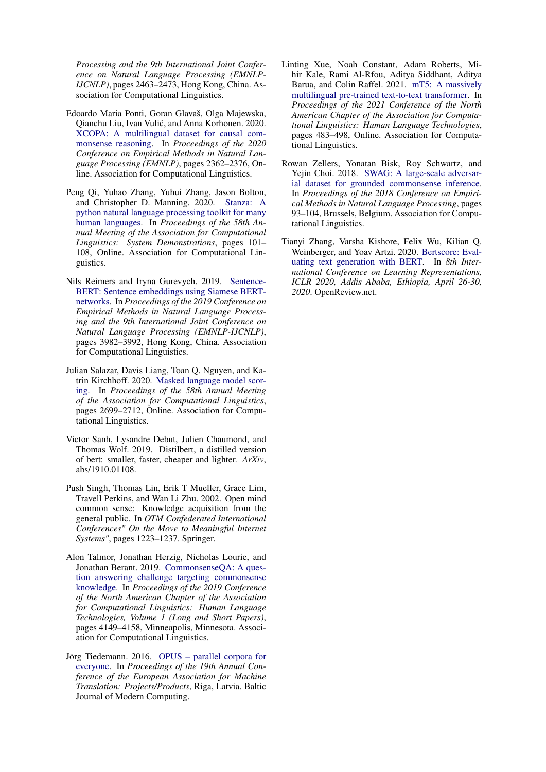*Processing and the 9th International Joint Conference on Natural Language Processing (EMNLP-IJCNLP)*, pages 2463–2473, Hong Kong, China. Association for Computational Linguistics.

Edoardo Maria Ponti, Goran Glavaš, Olga Majewska, Qianchu Liu, Ivan Vulić, and Anna Korhonen. 2020. XCOPA: A multilingual dataset for causal commonsense reasoning. In *Proceedings of the 2020 Conference on Empirical Methods in Natural Language Processing (EMNLP)*, pages 2362–2376, Online. Association for Computational Linguistics.

Peng Qi, Yuhao Zhang, Yuhui Zhang, Jason Bolton, and Christopher D. Manning. 2020. Stanza: A python natural language processing toolkit for many human languages. In *Proceedings of the 58th Annual Meeting of the Association for Computational Linguistics: System Demonstrations*, pages 101–108, Online. Association for Computational Linguistics.

Nils Reimers and Iryna Gurevych. 2019. Sentence-BERT: Sentence embeddings using Siamese BERT-networks. In *Proceedings of the 2019 Conference on Empirical Methods in Natural Language Processing and the 9th International Joint Conference on Natural Language Processing (EMNLP-IJCNLP)*, pages 3982–3992, Hong Kong, China. Association for Computational Linguistics.

Julian Salazar, Davis Liang, Toan Q. Nguyen, and Katrin Kirchhoff. 2020. Masked language model scoring. In *Proceedings of the 58th Annual Meeting of the Association for Computational Linguistics*, pages 2699–2712, Online. Association for Computational Linguistics.

Victor Sanh, Lysandre Debut, Julien Chaumond, and Thomas Wolf. 2019. Distilbert, a distilled version of bert: smaller, faster, cheaper and lighter. *ArXiv*, abs/1910.01108.

Push Singh, Thomas Lin, Erik T Mueller, Grace Lim, Travell Perkins, and Wan Li Zhu. 2002. Open mind common sense: Knowledge acquisition from the general public. In *OTM Confederated International Conferences" On the Move to Meaningful Internet Systems"*, pages 1223–1237. Springer.

Alon Talmor, Jonathan Herzig, Nicholas Lourie, and Jonathan Berant. 2019. CommonsenseQA: A question answering challenge targeting commonsense knowledge. In *Proceedings of the 2019 Conference of the North American Chapter of the Association for Computational Linguistics: Human Language Technologies, Volume 1 (Long and Short Papers)*, pages 4149–4158, Minneapolis, Minnesota. Association for Computational Linguistics.

Jörg Tiedemann. 2016. OPUS – parallel corpora for everyone. In *Proceedings of the 19th Annual Conference of the European Association for Machine Translation: Projects/Products*, Riga, Latvia. Baltic Journal of Modern Computing.

Linting Xue, Noah Constant, Adam Roberts, Mihir Kale, Rami Al-Rfou, Aditya Siddhant, Aditya Barua, and Colin Raffel. 2021. mT5: A massively multilingual pre-trained text-to-text transformer. In *Proceedings of the 2021 Conference of the North American Chapter of the Association for Computational Linguistics: Human Language Technologies*, pages 483–498, Online. Association for Computational Linguistics.

Rowan Zellers, Yonatan Bisk, Roy Schwartz, and Yejin Choi. 2018. SWAG: A large-scale adversarial dataset for grounded commonsense inference. In *Proceedings of the 2018 Conference on Empirical Methods in Natural Language Processing*, pages 93–104, Brussels, Belgium. Association for Computational Linguistics.

Tianyi Zhang, Varsha Kishore, Felix Wu, Kilian Q. Weinberger, and Yoav Artzi. 2020. Bertscore: Evaluating text generation with BERT. In *8th International Conference on Learning Representations, ICLR 2020, Addis Ababa, Ethiopia, April 26-30, 2020*. OpenReview.net.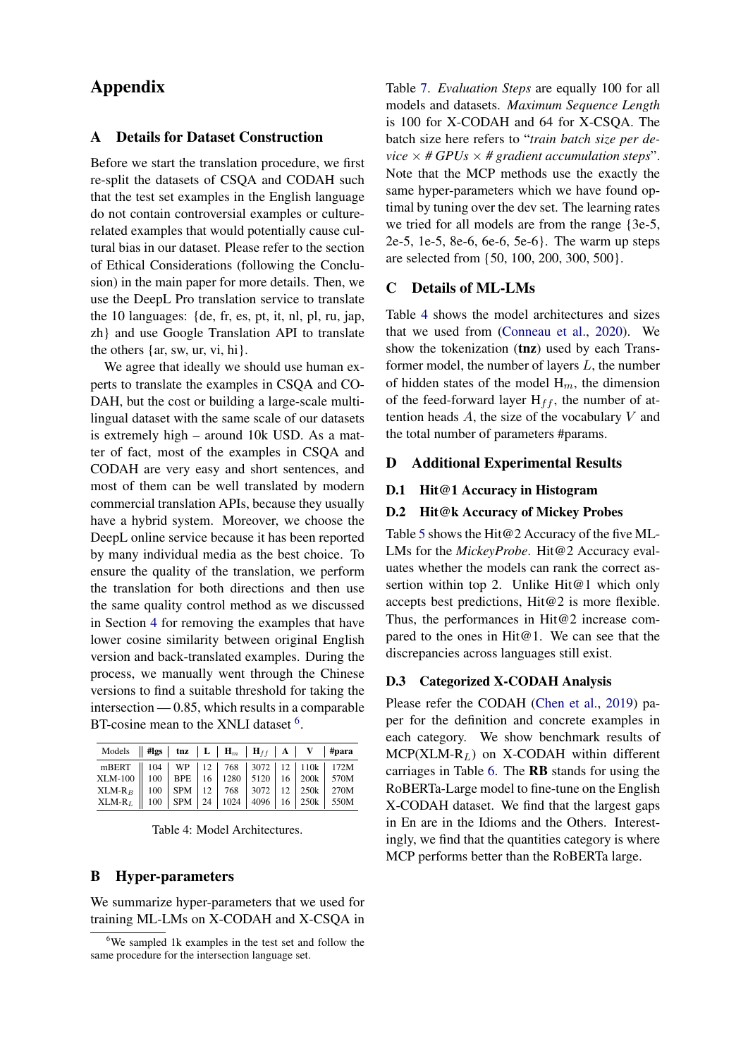# Appendix

## A Details for Dataset Construction

Before we start the translation procedure, we first re-split the datasets of CSQA and CODAH such that the test set examples in the English language do not contain controversial examples or culture-related examples that would potentially cause cultural bias in our dataset. Please refer to the section of Ethical Considerations (following the Conclusion) in the main paper for more details. Then, we use the DeepL Pro translation service to translate the 10 languages: {de, fr, es, pt, it, nl, pl, ru, jap, zh} and use Google Translation API to translate the others {ar, sw, ur, vi, hi}.

We agree that ideally we should use human experts to translate the examples in CSQA and CODAH, but the cost or building a large-scale multilingual dataset with the same scale of our datasets is extremely high – around 10k USD. As a matter of fact, most of the examples in CSQA and CODAH are very easy and short sentences, and most of them can be well translated by modern commercial translation APIs, because they usually have a hybrid system. Moreover, we choose the DeepL online service because it has been reported by many individual media as the best choice. To ensure the quality of the translation, we perform the translation for both directions and then use the same quality control method as we discussed in Section 4 for removing the examples that have lower cosine similarity between original English version and back-translated examples. During the process, we manually went through the Chinese versions to find a suitable threshold for taking the intersection — 0.85, which results in a comparable BT-cosine mean to the XNLI dataset [6].

| Models | #lgs | tnz | L | $H_m$ | $H_{ff}$ | A | V | #para |
|---|---|---|---|---|---|---|---|---|
| mBERT | 104 | WP | 12 | 768 | 3072 | 12 | 110k | 172M |
| XLM-100 | 100 | BPE | 16 | 1280 | 5120 | 16 | 200k | 570M |
| XLM-$R_B$ | 100 | SPM | 12 | 768 | 3072 | 12 | 250k | 270M |
| XLM-$R_L$ | 100 | SPM | 24 | 1024 | 4096 | 16 | 250k | 550M |

Table 4: Model Architectures.

## B Hyper-parameters

We summarize hyper-parameters that we used for training ML-LMs on X-CODAH and X-CSQA in Table 7. *Evaluation Steps* are equally 100 for all models and datasets. *Maximum Sequence Length* is 100 for X-CODAH and 64 for X-CSQA. The batch size here refers to "*train batch size per device* × *# GPUs* × *# gradient accumulation steps*". Note that the MCP methods use the exactly the same hyper-parameters which we have found optimal by tuning over the dev set. The learning rates we tried for all models are from the range {3e-5, 2e-5, 1e-5, 8e-6, 6e-6, 5e-6}. The warm up steps are selected from {50, 100, 200, 300, 500}.

[6] We sampled 1k examples in the test set and follow the same procedure for the intersection language set.

## C Details of ML-LMs

Table 4 shows the model architectures and sizes that we used from (Conneau et al., 2020). We show the tokenization (**tnz**) used by each Transformer model, the number of layers $L$, the number of hidden states of the model $H_m$, the dimension of the feed-forward layer $H_{ff}$, the number of attention heads $A$, the size of the vocabulary $V$ and the total number of parameters #params.

## D Additional Experimental Results

### D.1 Hit@1 Accuracy in Histogram

### D.2 Hit@k Accuracy of Mickey Probes

Table 5 shows the Hit@2 Accuracy of the five ML-LMs for the *MickeyProbe*. Hit@2 Accuracy evaluates whether the models can rank the correct assertion within top 2. Unlike Hit@1 which only accepts best predictions, Hit@2 is more flexible. Thus, the performances in Hit@2 increase compared to the ones in Hit@1. We can see that the discrepancies across languages still exist.

### D.3 Categorized X-CODAH Analysis

Please refer the CODAH (Chen et al., 2019) paper for the definition and concrete examples in each category. We show benchmark results of MCP(XLM-$R_L$) on X-CODAH within different carriages in Table 6. The **RB** stands for using the RoBERTa-Large model to fine-tune on the English X-CODAH dataset. We find that the largest gaps in En are in the Idioms and the Others. Interestingly, we find that the quantities category is where MCP performs better than the RoBERTa large.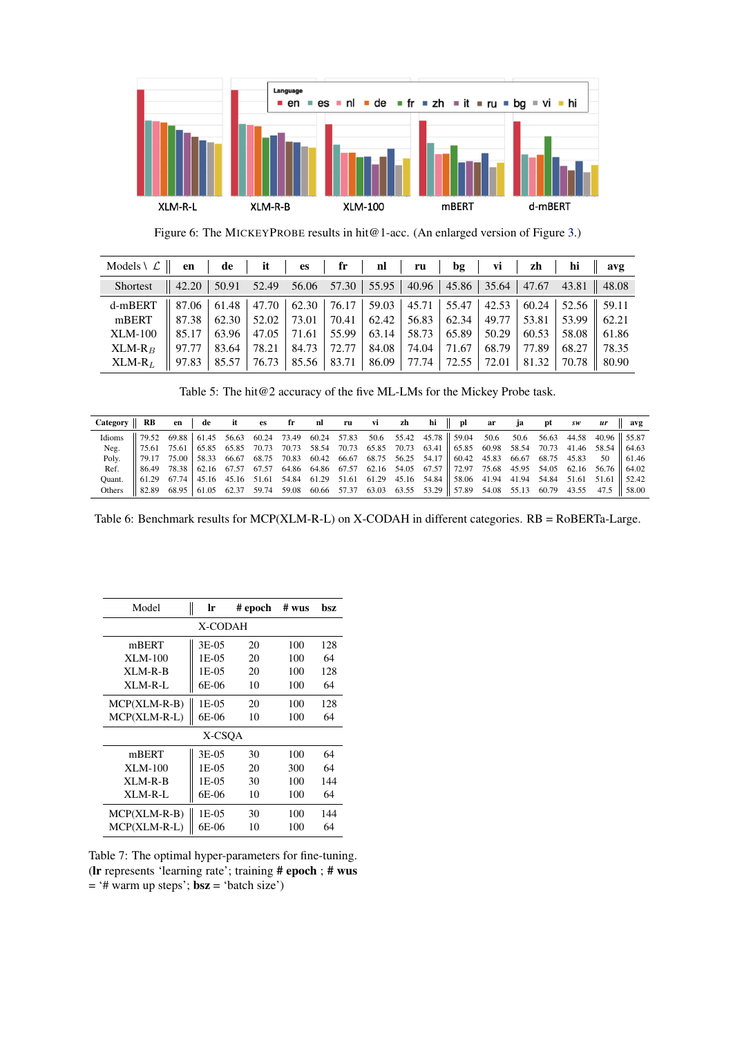Language
en es nl de fr zh it ru bg vi hi

XLM-R-L XLM-R-B XLM-100 mBERT d-mBERT

Figure 6: The MICKEYPROBE results in hit@1-acc. (An enlarged version of Figure 3.)

| Models \ $\mathcal{L}$ | en | de | it | es | fr | nl | ru | bg | vi | zh | hi | avg |
|---|---|---|---|---|---|---|---|---|---|---|---|---|
| Shortest | 42.20 | 50.91 | 52.49 | 56.06 | 57.30 | 55.95 | 40.96 | 45.86 | 35.64 | 47.67 | 43.81 | 48.08 |
| d-mBERT | 87.06 | 61.48 | 47.70 | 62.30 | 76.17 | 59.03 | 45.71 | 55.47 | 42.53 | 60.24 | 52.56 | 59.11 |
| mBERT | 87.38 | 62.30 | 52.02 | 73.01 | 70.41 | 62.42 | 56.83 | 62.34 | 49.77 | 53.81 | 53.99 | 62.21 |
| XLM-100 | 85.17 | 63.96 | 47.05 | 71.61 | 55.99 | 63.14 | 58.73 | 65.89 | 50.29 | 60.53 | 58.08 | 61.86 |
| XLM-R$_B$ | 97.77 | 83.64 | 78.21 | 84.73 | 72.77 | 84.08 | 74.04 | 71.67 | 68.79 | 77.89 | 68.27 | 78.35 |
| XLM-R$_L$ | 97.83 | 85.57 | 76.73 | 85.56 | 83.71 | 86.09 | 77.74 | 72.55 | 72.01 | 81.32 | 70.78 | 80.90 |

Table 5: The hit@2 accuracy of the five ML-LMs for the Mickey Probe task.

| Category | RB | en | de | it | es | fr | nl | ru | vi | zh | hi | pl | ar | ja | pt | *sw* | *ur* | avg |
|---|---|---|---|---|---|---|---|---|---|---|---|---|---|---|---|---|---|---|
| Idioms | 79.52 | 69.88 | 61.45 | 56.63 | 60.24 | 73.49 | 60.24 | 57.83 | 50.6 | 55.42 | 45.78 | 59.04 | 50.6 | 50.6 | 56.63 | 44.58 | 40.96 | 55.87 |
| Neg. | 75.61 | 75.61 | 65.85 | 65.85 | 70.73 | 70.73 | 58.54 | 70.73 | 65.85 | 70.73 | 63.41 | 65.85 | 60.98 | 58.54 | 70.73 | 41.46 | 58.54 | 64.63 |
| Poly. | 79.17 | 75.00 | 58.33 | 66.67 | 68.75 | 70.83 | 60.42 | 66.67 | 68.75 | 56.25 | 54.17 | 60.42 | 45.83 | 66.67 | 68.75 | 45.83 | 50 | 61.46 |
| Ref. | 86.49 | 78.38 | 62.16 | 67.57 | 67.57 | 64.86 | 64.86 | 67.57 | 62.16 | 54.05 | 67.57 | 72.97 | 75.68 | 45.95 | 54.05 | 62.16 | 56.76 | 64.02 |
| Quant. | 61.29 | 67.74 | 45.16 | 45.16 | 51.61 | 54.84 | 61.29 | 51.61 | 61.29 | 45.16 | 54.84 | 58.06 | 41.94 | 41.94 | 54.84 | 51.61 | 51.61 | 52.42 |
| Others | 82.89 | 68.95 | 61.05 | 62.37 | 59.74 | 59.08 | 60.66 | 57.37 | 63.03 | 63.55 | 53.29 | 57.89 | 54.08 | 55.13 | 60.79 | 43.55 | 47.5 | 58.00 |

Table 6: Benchmark results for MCP(XLM-R-L) on X-CODAH in different categories. RB = RoBERTa-Large.

| Model | lr | # epoch | # wus | bsz |
|---|---|---|---|---|
| X-CODAH | | | | |
| mBERT | 3E-05 | 20 | 100 | 128 |
| XLM-100 | 1E-05 | 20 | 100 | 64 |
| XLM-R-B | 1E-05 | 20 | 100 | 128 |
| XLM-R-L | 6E-06 | 10 | 100 | 64 |
| MCP(XLM-R-B) | 1E-05 | 20 | 100 | 128 |
| MCP(XLM-R-L) | 6E-06 | 10 | 100 | 64 |
| X-CSQA | | | | |
| mBERT | 3E-05 | 30 | 100 | 64 |
| XLM-100 | 1E-05 | 20 | 300 | 64 |
| XLM-R-B | 1E-05 | 30 | 100 | 144 |
| XLM-R-L | 6E-06 | 10 | 100 | 64 |
| MCP(XLM-R-B) | 1E-05 | 30 | 100 | 144 |
| MCP(XLM-R-L) | 6E-06 | 10 | 100 | 64 |

Table 7: The optimal hyper-parameters for fine-tuning. (**lr** represents 'learning rate'; training **# epoch** ; **# wus** = '# warm up steps'; **bsz** = 'batch size')